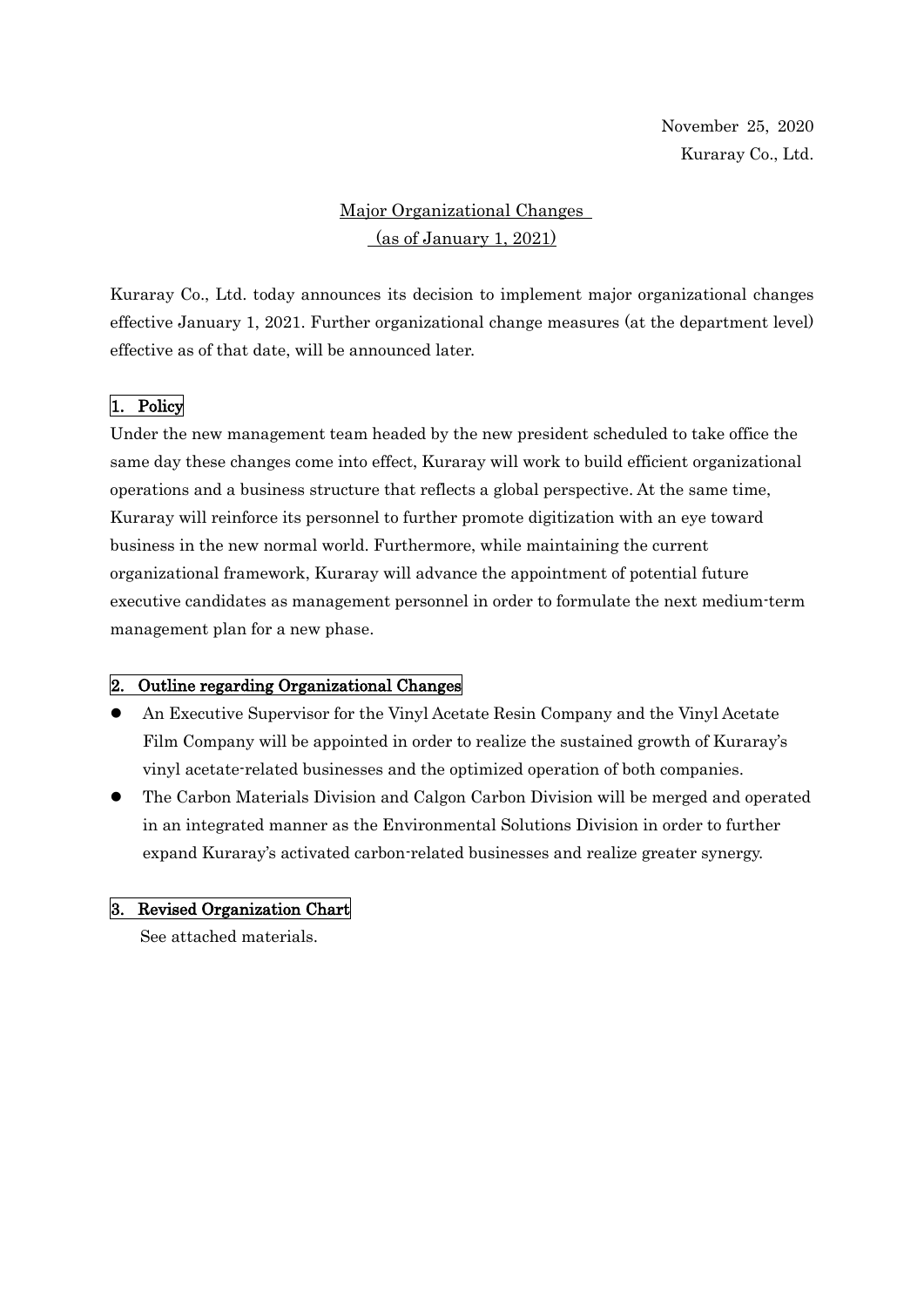November 25, 2020

Kuraray Co., Ltd.

# Major Organizational Changes (as of January 1, 2021)

Kuraray Co., Ltd. today announces its decision to implement major organizational changes effective January 1, 2021. Further organizational change measures (at the department level) effective as of that date, will be announced later.

## 1. Policy

Under the new management team headed by the new president scheduled to take office the same day these changes come into effect, Kuraray will work to build efficient organizational operations and a business structure that reflects a global perspective. At the same time, Kuraray will reinforce its personnel to further promote digitization with an eye toward business in the new normal world. Furthermore, while maintaining the current organizational framework, Kuraray will advance the appointment of potential future executive candidates as management personnel in order to formulate the next medium-term management plan for a new phase.

## 2. Outline regarding Organizational Changes

- An Executive Supervisor for the Vinyl Acetate Resin Company and the Vinyl Acetate Film Company will be appointed in order to realize the sustained growth of Kuraray's vinyl acetate-related businesses and the optimized operation of both companies.
- The Carbon Materials Division and Calgon Carbon Division will be merged and operated in an integrated manner as the Environmental Solutions Division in order to further expand Kuraray's activated carbon-related businesses and realize greater synergy.

## 3. Revised Organization Chart

See attached materials.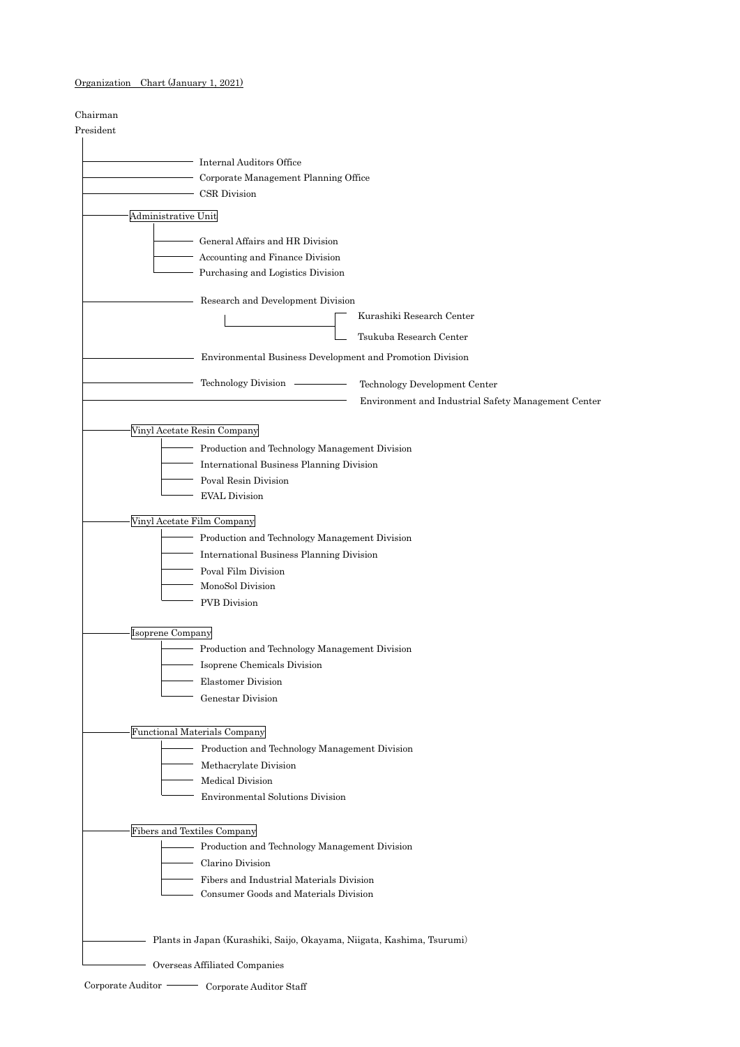Organization Chart (January 1, 2021)

Chairman
President

- Internal Auditors Office
- Corporate Management Planning Office
- CSR Division
- Administrative Unit
  - General Affairs and HR Division
  - Accounting and Finance Division
  - Purchasing and Logistics Division
- Research and Development Division
  - Kurashiki Research Center
  - Tsukuba Research Center
- Environmental Business Development and Promotion Division
- Technology Division
  - Technology Development Center
- Environment and Industrial Safety Management Center
- Vinyl Acetate Resin Company
  - Production and Technology Management Division
  - International Business Planning Division
  - Poval Resin Division
  - EVAL Division
- Vinyl Acetate Film Company
  - Production and Technology Management Division
  - International Business Planning Division
  - Poval Film Division
  - MonoSol Division
  - PVB Division
- Isoprene Company
  - Production and Technology Management Division
  - Isoprene Chemicals Division
  - Elastomer Division
  - Genestar Division
- Functional Materials Company
  - Production and Technology Management Division
  - Methacrylate Division
  - Medical Division
  - Environmental Solutions Division
- Fibers and Textiles Company
  - Production and Technology Management Division
  - Clarino Division
  - Fibers and Industrial Materials Division
  - Consumer Goods and Materials Division
- Plants in Japan (Kurashiki, Saijo, Okayama, Niigata, Kashima, Tsurumi)
- Overseas Affiliated Companies

Corporate Auditor — Corporate Auditor Staff